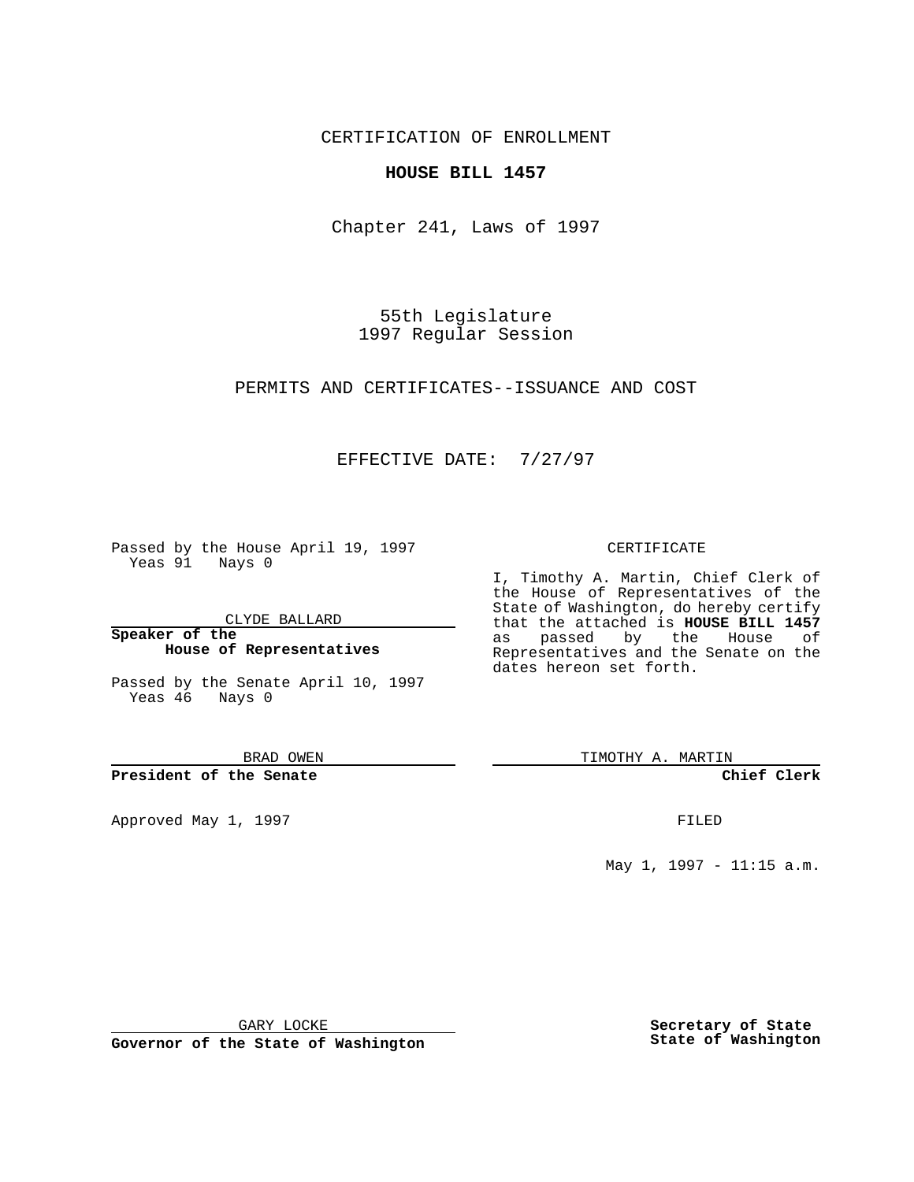CERTIFICATION OF ENROLLMENT

**HOUSE BILL 1457**

Chapter 241, Laws of 1997

55th Legislature
1997 Regular Session

PERMITS AND CERTIFICATES--ISSUANCE AND COST

EFFECTIVE DATE: 7/27/97

Passed by the House April 19, 1997
Yeas 91 Nays 0

CLYDE BALLARD

**Speaker of the House of Representatives**

Passed by the Senate April 10, 1997
Yeas 46 Nays 0

BRAD OWEN

**President of the Senate**

Approved May 1, 1997

GARY LOCKE

**Governor of the State of Washington**

CERTIFICATE

I, Timothy A. Martin, Chief Clerk of the House of Representatives of the State of Washington, do hereby certify that the attached is **HOUSE BILL 1457** as passed by the House of Representatives and the Senate on the dates hereon set forth.

TIMOTHY A. MARTIN

**Chief Clerk**

FILED

May 1, 1997 - 11:15 a.m.

**Secretary of State**
**State of Washington**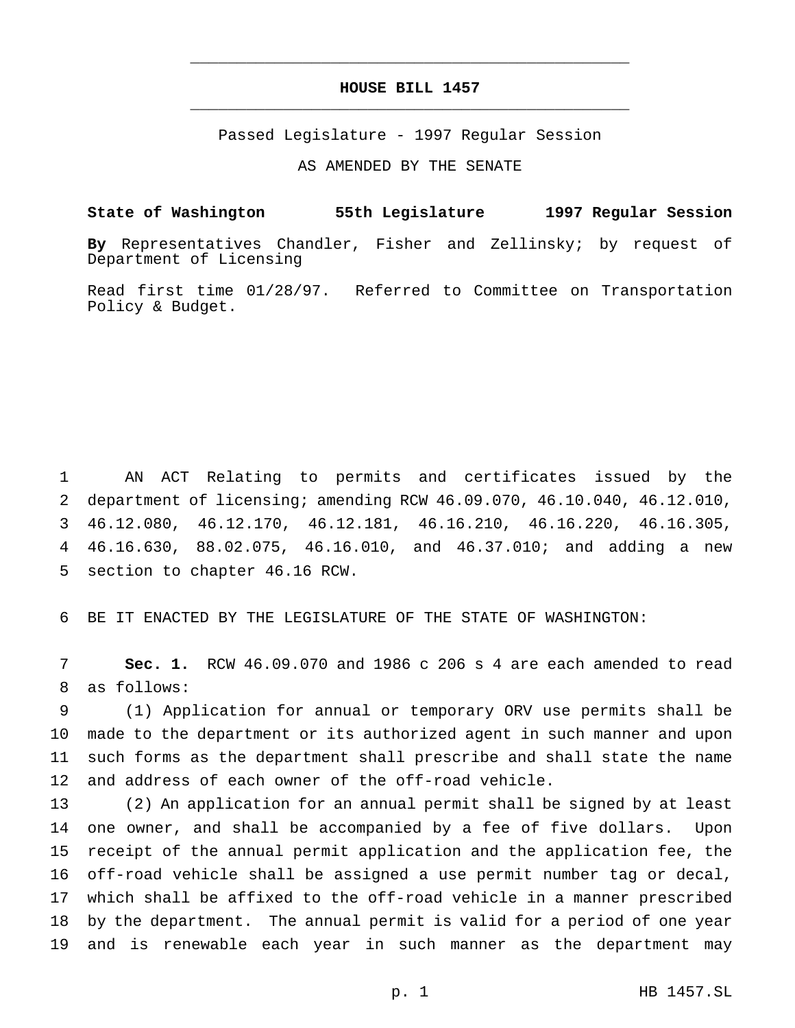# HOUSE BILL 1457

Passed Legislature - 1997 Regular Session

AS AMENDED BY THE SENATE

**State of Washington 55th Legislature 1997 Regular Session**

**By** Representatives Chandler, Fisher and Zellinsky; by request of Department of Licensing

Read first time 01/28/97. Referred to Committee on Transportation Policy & Budget.

AN ACT Relating to permits and certificates issued by the department of licensing; amending RCW 46.09.070, 46.10.040, 46.12.010, 46.12.080, 46.12.170, 46.12.181, 46.16.210, 46.16.220, 46.16.305, 46.16.630, 88.02.075, 46.16.010, and 46.37.010; and adding a new section to chapter 46.16 RCW.

BE IT ENACTED BY THE LEGISLATURE OF THE STATE OF WASHINGTON:

**Sec. 1.** RCW 46.09.070 and 1986 c 206 s 4 are each amended to read as follows:

(1) Application for annual or temporary ORV use permits shall be made to the department or its authorized agent in such manner and upon such forms as the department shall prescribe and shall state the name and address of each owner of the off-road vehicle.

(2) An application for an annual permit shall be signed by at least one owner, and shall be accompanied by a fee of five dollars. Upon receipt of the annual permit application and the application fee, the off-road vehicle shall be assigned a use permit number tag or decal, which shall be affixed to the off-road vehicle in a manner prescribed by the department. The annual permit is valid for a period of one year and is renewable each year in such manner as the department may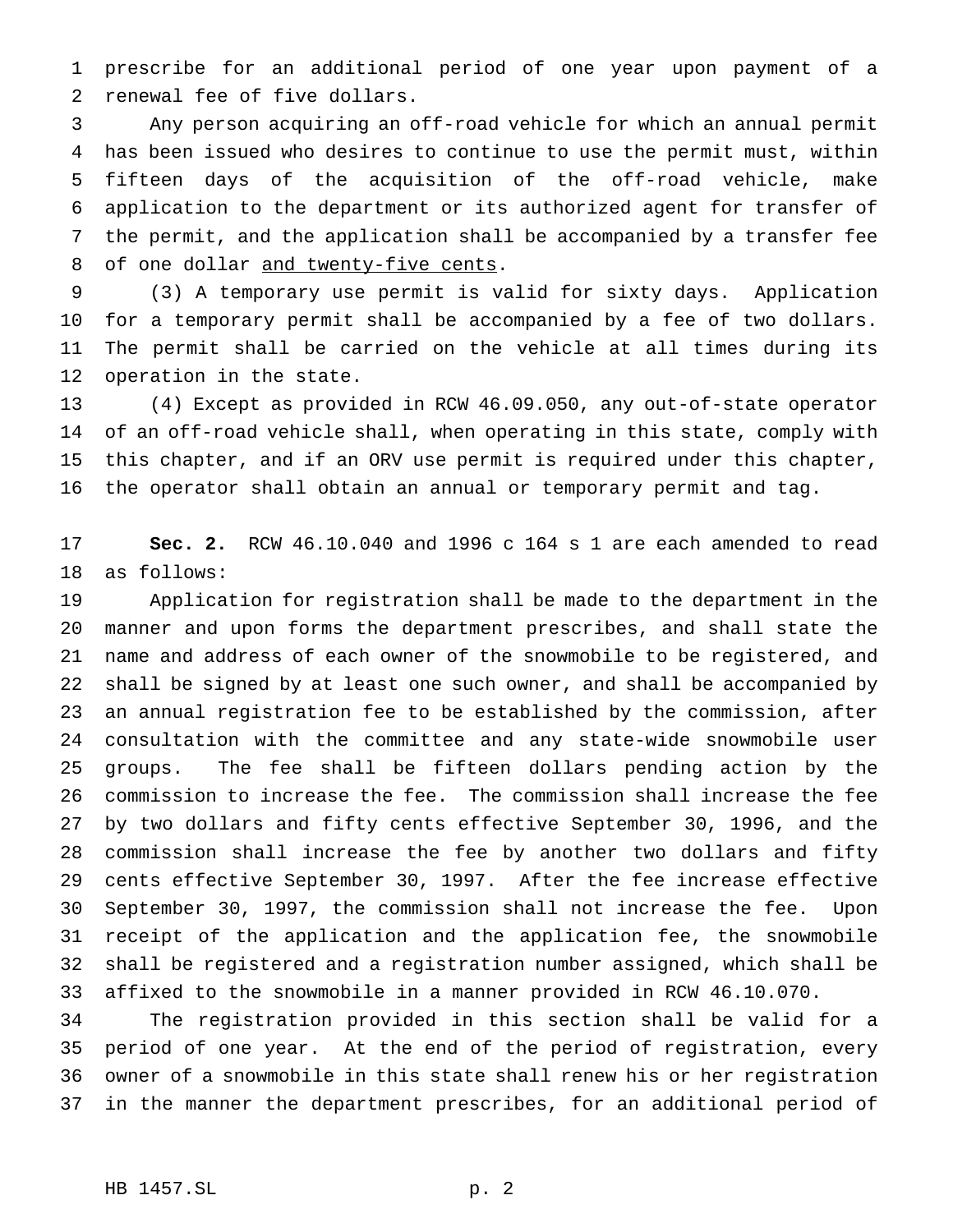prescribe for an additional period of one year upon payment of a renewal fee of five dollars.

Any person acquiring an off-road vehicle for which an annual permit has been issued who desires to continue to use the permit must, within fifteen days of the acquisition of the off-road vehicle, make application to the department or its authorized agent for transfer of the permit, and the application shall be accompanied by a transfer fee of one dollar <u>and twenty-five cents</u>.

(3) A temporary use permit is valid for sixty days. Application for a temporary permit shall be accompanied by a fee of two dollars. The permit shall be carried on the vehicle at all times during its operation in the state.

(4) Except as provided in RCW 46.09.050, any out-of-state operator of an off-road vehicle shall, when operating in this state, comply with this chapter, and if an ORV use permit is required under this chapter, the operator shall obtain an annual or temporary permit and tag.

**Sec. 2.** RCW 46.10.040 and 1996 c 164 s 1 are each amended to read as follows:

Application for registration shall be made to the department in the manner and upon forms the department prescribes, and shall state the name and address of each owner of the snowmobile to be registered, and shall be signed by at least one such owner, and shall be accompanied by an annual registration fee to be established by the commission, after consultation with the committee and any state-wide snowmobile user groups. The fee shall be fifteen dollars pending action by the commission to increase the fee. The commission shall increase the fee by two dollars and fifty cents effective September 30, 1996, and the commission shall increase the fee by another two dollars and fifty cents effective September 30, 1997. After the fee increase effective September 30, 1997, the commission shall not increase the fee. Upon receipt of the application and the application fee, the snowmobile shall be registered and a registration number assigned, which shall be affixed to the snowmobile in a manner provided in RCW 46.10.070.

The registration provided in this section shall be valid for a period of one year. At the end of the period of registration, every owner of a snowmobile in this state shall renew his or her registration in the manner the department prescribes, for an additional period of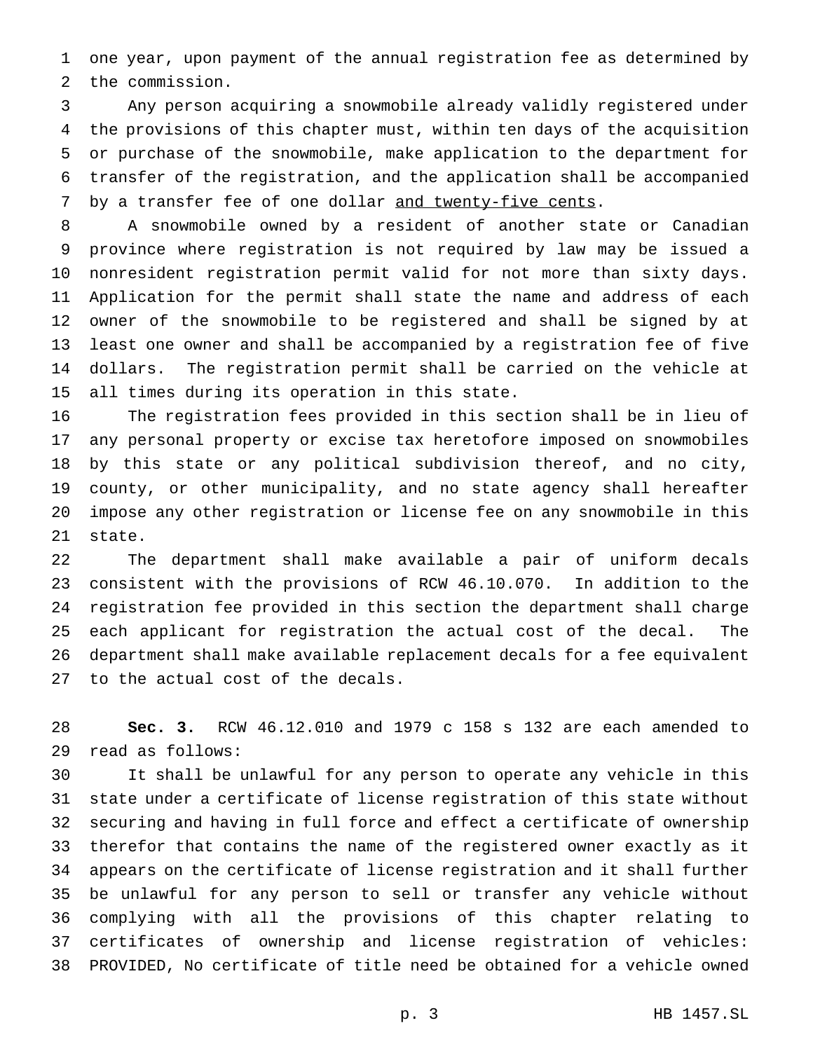one year, upon payment of the annual registration fee as determined by the commission.

Any person acquiring a snowmobile already validly registered under the provisions of this chapter must, within ten days of the acquisition or purchase of the snowmobile, make application to the department for transfer of the registration, and the application shall be accompanied by a transfer fee of one dollar <u>and twenty-five cents</u>.

A snowmobile owned by a resident of another state or Canadian province where registration is not required by law may be issued a nonresident registration permit valid for not more than sixty days. Application for the permit shall state the name and address of each owner of the snowmobile to be registered and shall be signed by at least one owner and shall be accompanied by a registration fee of five dollars. The registration permit shall be carried on the vehicle at all times during its operation in this state.

The registration fees provided in this section shall be in lieu of any personal property or excise tax heretofore imposed on snowmobiles by this state or any political subdivision thereof, and no city, county, or other municipality, and no state agency shall hereafter impose any other registration or license fee on any snowmobile in this state.

The department shall make available a pair of uniform decals consistent with the provisions of RCW 46.10.070. In addition to the registration fee provided in this section the department shall charge each applicant for registration the actual cost of the decal. The department shall make available replacement decals for a fee equivalent to the actual cost of the decals.

**Sec. 3.** RCW 46.12.010 and 1979 c 158 s 132 are each amended to read as follows:

It shall be unlawful for any person to operate any vehicle in this state under a certificate of license registration of this state without securing and having in full force and effect a certificate of ownership therefor that contains the name of the registered owner exactly as it appears on the certificate of license registration and it shall further be unlawful for any person to sell or transfer any vehicle without complying with all the provisions of this chapter relating to certificates of ownership and license registration of vehicles: PROVIDED, No certificate of title need be obtained for a vehicle owned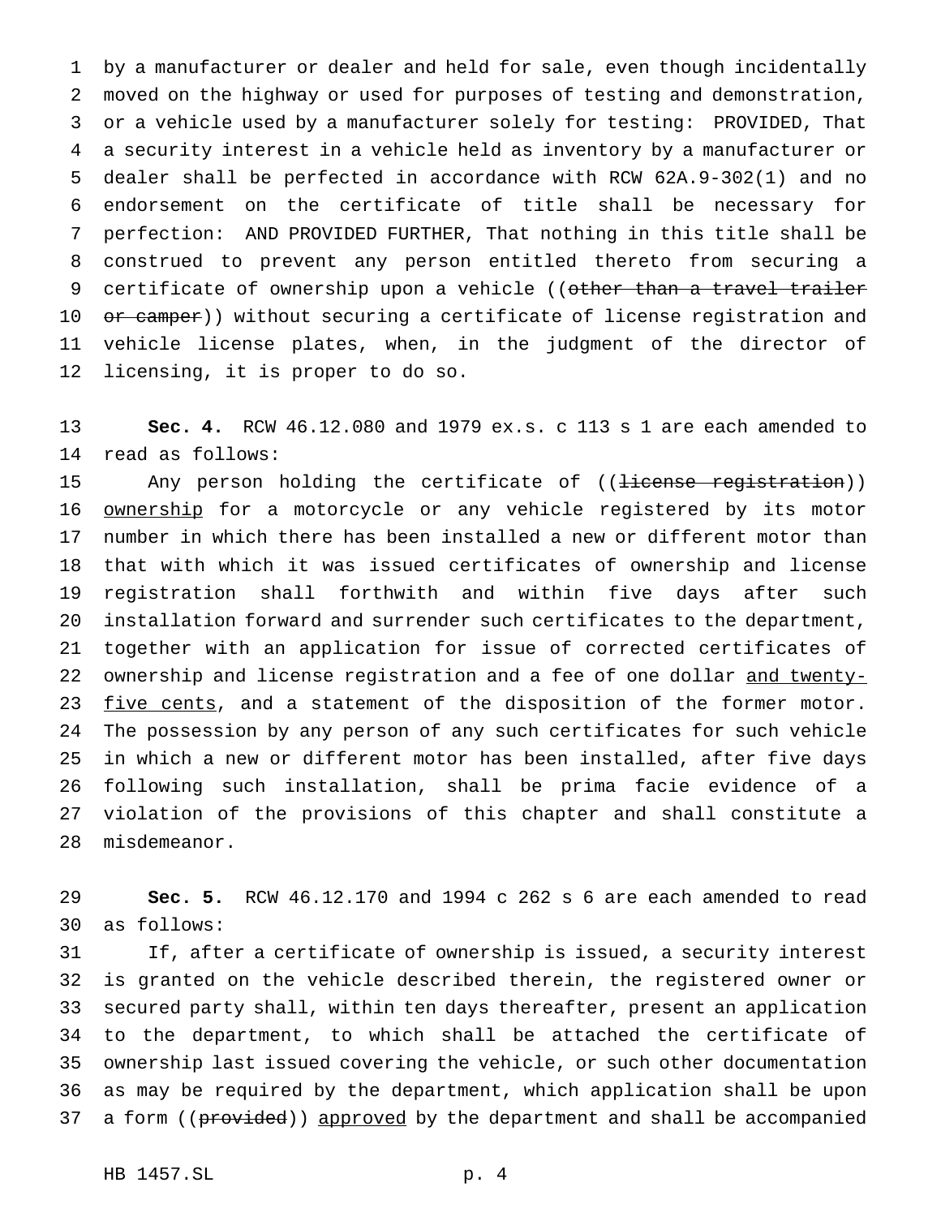by a manufacturer or dealer and held for sale, even though incidentally moved on the highway or used for purposes of testing and demonstration, or a vehicle used by a manufacturer solely for testing: PROVIDED, That a security interest in a vehicle held as inventory by a manufacturer or dealer shall be perfected in accordance with RCW 62A.9-302(1) and no endorsement on the certificate of title shall be necessary for perfection: AND PROVIDED FURTHER, That nothing in this title shall be construed to prevent any person entitled thereto from securing a certificate of ownership upon a vehicle ((~~other than a travel trailer or camper~~)) without securing a certificate of license registration and vehicle license plates, when, in the judgment of the director of licensing, it is proper to do so.

**Sec. 4.** RCW 46.12.080 and 1979 ex.s. c 113 s 1 are each amended to read as follows:

Any person holding the certificate of ((~~license registration~~)) <u>ownership</u> for a motorcycle or any vehicle registered by its motor number in which there has been installed a new or different motor than that with which it was issued certificates of ownership and license registration shall forthwith and within five days after such installation forward and surrender such certificates to the department, together with an application for issue of corrected certificates of ownership and license registration and a fee of one dollar <u>and twenty-five cents</u>, and a statement of the disposition of the former motor. The possession by any person of any such certificates for such vehicle in which a new or different motor has been installed, after five days following such installation, shall be prima facie evidence of a violation of the provisions of this chapter and shall constitute a misdemeanor.

**Sec. 5.** RCW 46.12.170 and 1994 c 262 s 6 are each amended to read as follows:

If, after a certificate of ownership is issued, a security interest is granted on the vehicle described therein, the registered owner or secured party shall, within ten days thereafter, present an application to the department, to which shall be attached the certificate of ownership last issued covering the vehicle, or such other documentation as may be required by the department, which application shall be upon a form ((~~provided~~)) <u>approved</u> by the department and shall be accompanied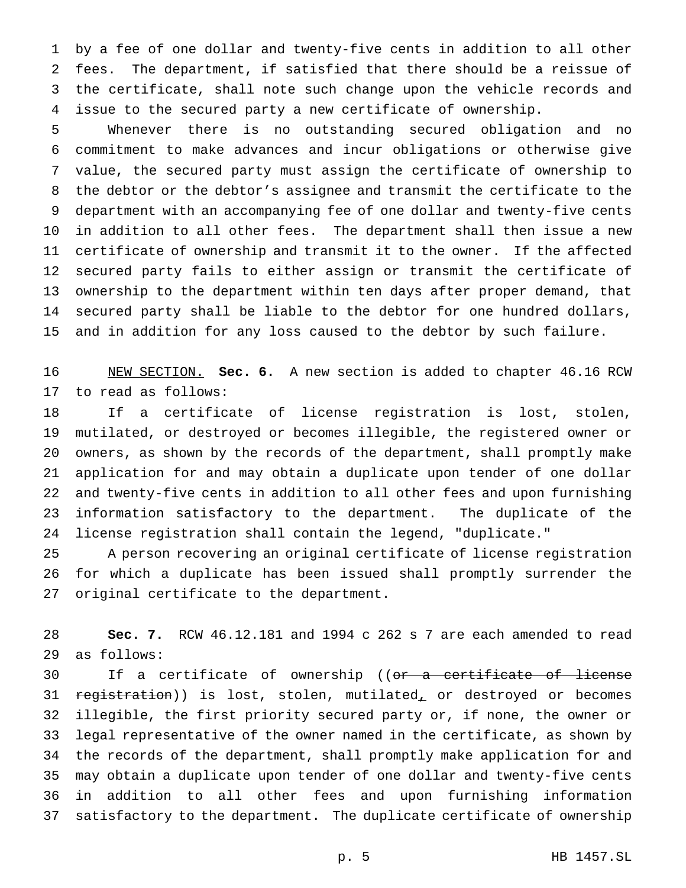by a fee of one dollar and twenty-five cents in addition to all other fees. The department, if satisfied that there should be a reissue of the certificate, shall note such change upon the vehicle records and issue to the secured party a new certificate of ownership.

Whenever there is no outstanding secured obligation and no commitment to make advances and incur obligations or otherwise give value, the secured party must assign the certificate of ownership to the debtor or the debtor's assignee and transmit the certificate to the department with an accompanying fee of one dollar and twenty-five cents in addition to all other fees. The department shall then issue a new certificate of ownership and transmit it to the owner. If the affected secured party fails to either assign or transmit the certificate of ownership to the department within ten days after proper demand, that secured party shall be liable to the debtor for one hundred dollars, and in addition for any loss caused to the debtor by such failure.

NEW SECTION. **Sec. 6.** A new section is added to chapter 46.16 RCW to read as follows:

If a certificate of license registration is lost, stolen, mutilated, or destroyed or becomes illegible, the registered owner or owners, as shown by the records of the department, shall promptly make application for and may obtain a duplicate upon tender of one dollar and twenty-five cents in addition to all other fees and upon furnishing information satisfactory to the department. The duplicate of the license registration shall contain the legend, "duplicate."

A person recovering an original certificate of license registration for which a duplicate has been issued shall promptly surrender the original certificate to the department.

**Sec. 7.** RCW 46.12.181 and 1994 c 262 s 7 are each amended to read as follows:

If a certificate of ownership ((~~or a certificate of license registration~~)) is lost, stolen, mutilated, or destroyed or becomes illegible, the first priority secured party or, if none, the owner or legal representative of the owner named in the certificate, as shown by the records of the department, shall promptly make application for and may obtain a duplicate upon tender of one dollar and twenty-five cents in addition to all other fees and upon furnishing information satisfactory to the department. The duplicate certificate of ownership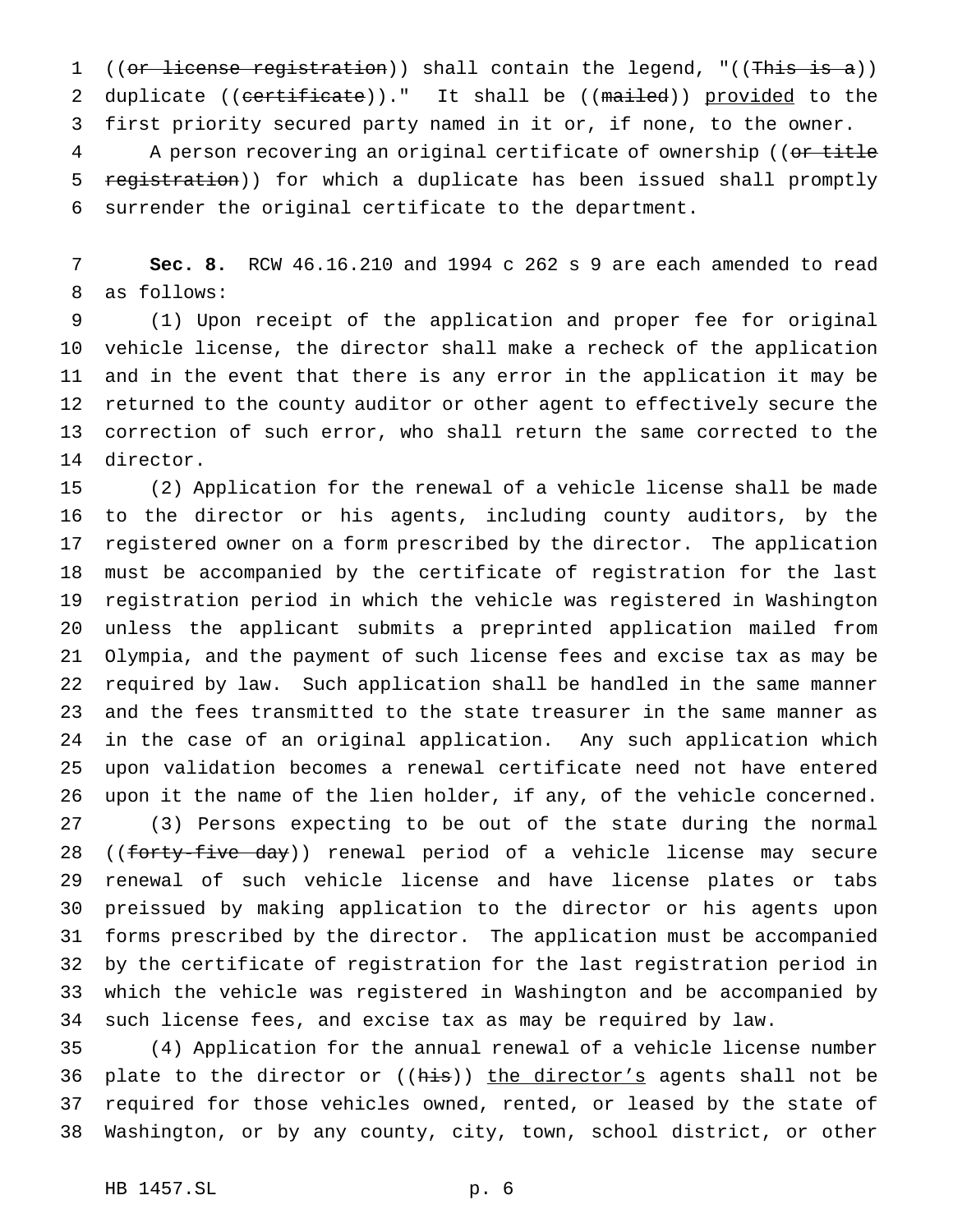((~~or license registration~~)) shall contain the legend, "((~~This is a~~)) duplicate ((~~certificate~~))." It shall be ((~~mailed~~)) provided to the first priority secured party named in it or, if none, to the owner.

A person recovering an original certificate of ownership ((~~or title registration~~)) for which a duplicate has been issued shall promptly surrender the original certificate to the department.

**Sec. 8.** RCW 46.16.210 and 1994 c 262 s 9 are each amended to read as follows:

(1) Upon receipt of the application and proper fee for original vehicle license, the director shall make a recheck of the application and in the event that there is any error in the application it may be returned to the county auditor or other agent to effectively secure the correction of such error, who shall return the same corrected to the director.

(2) Application for the renewal of a vehicle license shall be made to the director or his agents, including county auditors, by the registered owner on a form prescribed by the director. The application must be accompanied by the certificate of registration for the last registration period in which the vehicle was registered in Washington unless the applicant submits a preprinted application mailed from Olympia, and the payment of such license fees and excise tax as may be required by law. Such application shall be handled in the same manner and the fees transmitted to the state treasurer in the same manner as in the case of an original application. Any such application which upon validation becomes a renewal certificate need not have entered upon it the name of the lien holder, if any, of the vehicle concerned.

(3) Persons expecting to be out of the state during the normal ((~~forty-five day~~)) renewal period of a vehicle license may secure renewal of such vehicle license and have license plates or tabs preissued by making application to the director or his agents upon forms prescribed by the director. The application must be accompanied by the certificate of registration for the last registration period in which the vehicle was registered in Washington and be accompanied by such license fees, and excise tax as may be required by law.

(4) Application for the annual renewal of a vehicle license number plate to the director or ((~~his~~)) the director's agents shall not be required for those vehicles owned, rented, or leased by the state of Washington, or by any county, city, town, school district, or other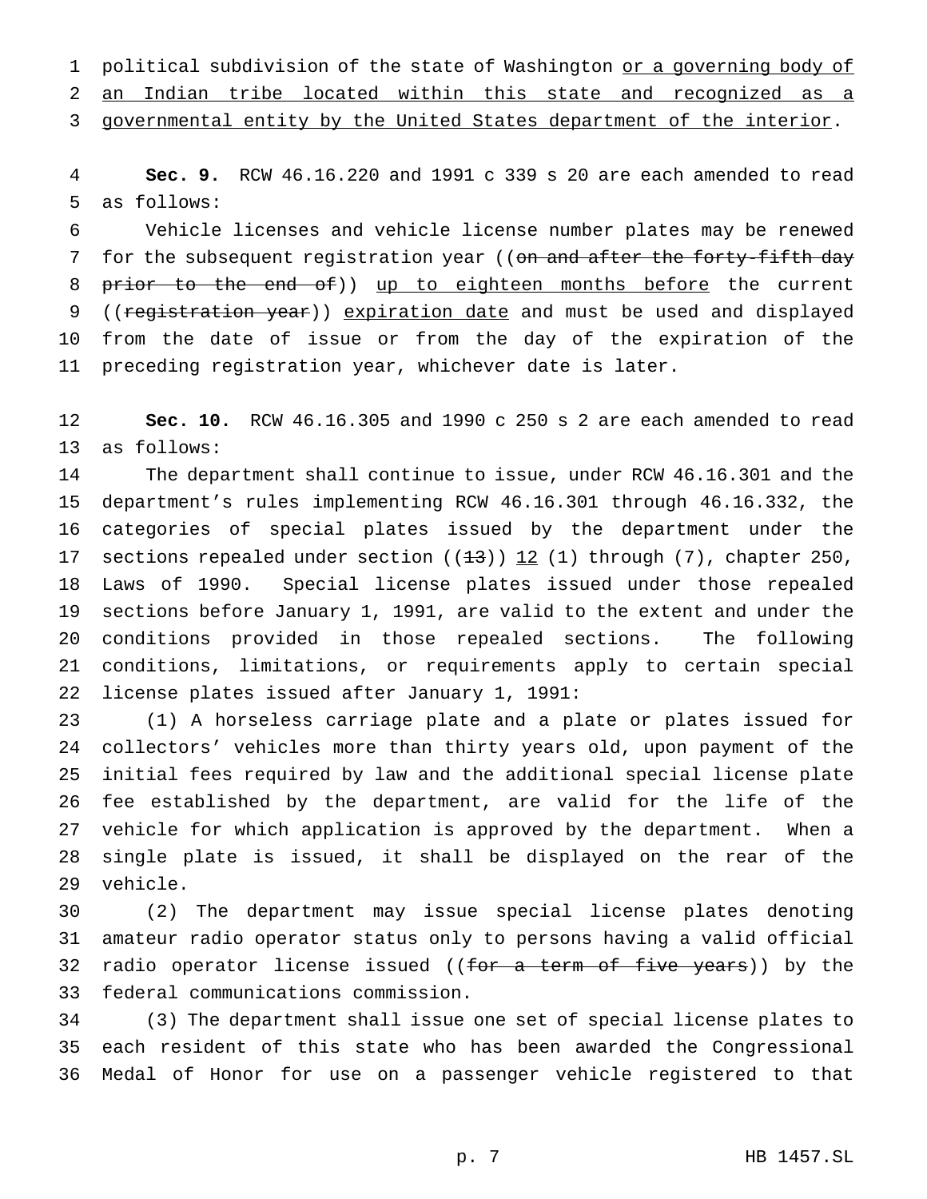political subdivision of the state of Washington or a governing body of an Indian tribe located within this state and recognized as a governmental entity by the United States department of the interior.

**Sec. 9.** RCW 46.16.220 and 1991 c 339 s 20 are each amended to read as follows:

Vehicle licenses and vehicle license number plates may be renewed for the subsequent registration year ((~~on and after the forty-fifth day prior to the end of~~)) up to eighteen months before the current ((~~registration year~~)) expiration date and must be used and displayed from the date of issue or from the day of the expiration of the preceding registration year, whichever date is later.

**Sec. 10.** RCW 46.16.305 and 1990 c 250 s 2 are each amended to read as follows:

The department shall continue to issue, under RCW 46.16.301 and the department's rules implementing RCW 46.16.301 through 46.16.332, the categories of special plates issued by the department under the sections repealed under section ((~~13~~)) 12 (1) through (7), chapter 250, Laws of 1990. Special license plates issued under those repealed sections before January 1, 1991, are valid to the extent and under the conditions provided in those repealed sections. The following conditions, limitations, or requirements apply to certain special license plates issued after January 1, 1991:

(1) A horseless carriage plate and a plate or plates issued for collectors' vehicles more than thirty years old, upon payment of the initial fees required by law and the additional special license plate fee established by the department, are valid for the life of the vehicle for which application is approved by the department. When a single plate is issued, it shall be displayed on the rear of the vehicle.

(2) The department may issue special license plates denoting amateur radio operator status only to persons having a valid official radio operator license issued ((~~for a term of five years~~)) by the federal communications commission.

(3) The department shall issue one set of special license plates to each resident of this state who has been awarded the Congressional Medal of Honor for use on a passenger vehicle registered to that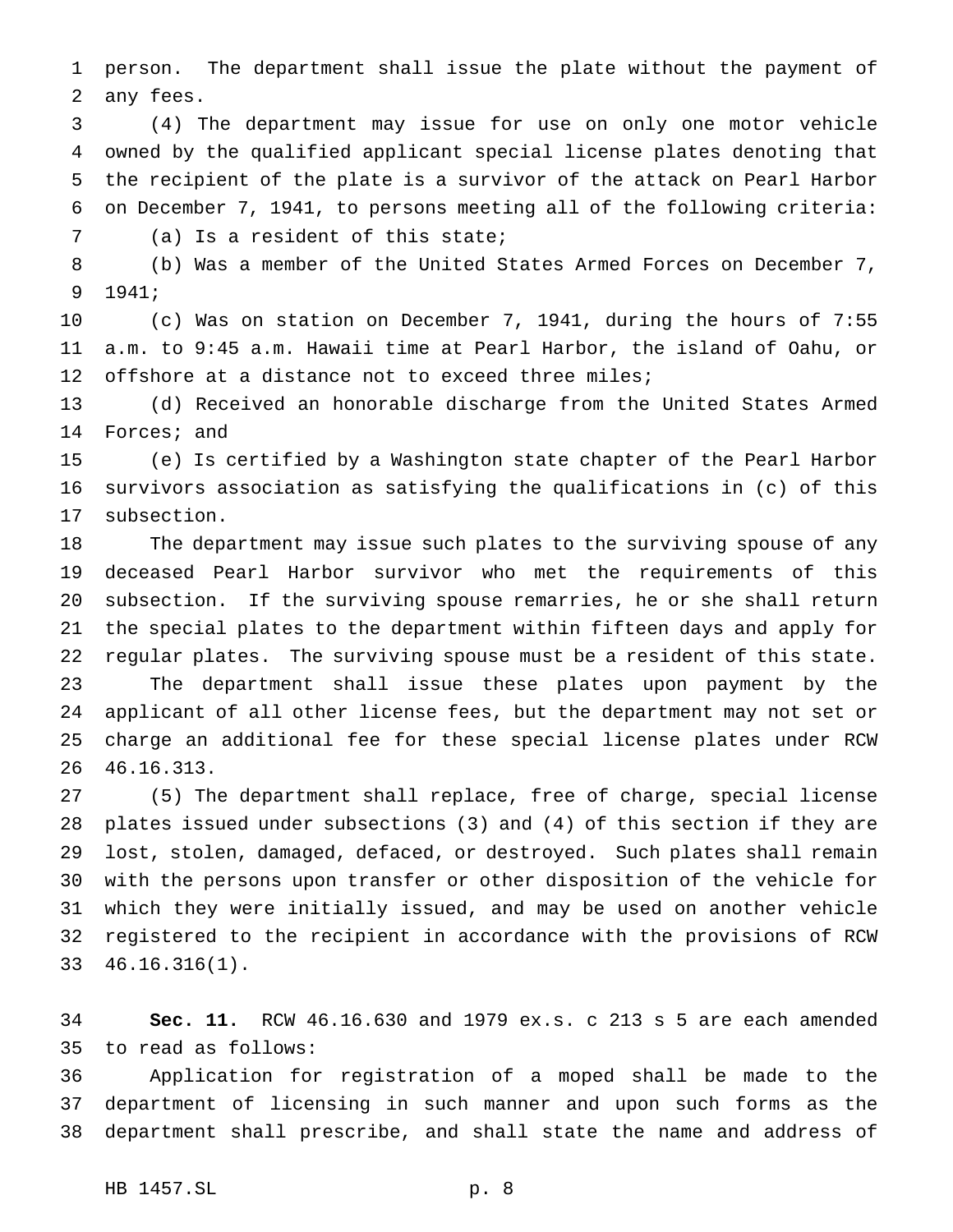person. The department shall issue the plate without the payment of any fees.

(4) The department may issue for use on only one motor vehicle owned by the qualified applicant special license plates denoting that the recipient of the plate is a survivor of the attack on Pearl Harbor on December 7, 1941, to persons meeting all of the following criteria:

(a) Is a resident of this state;

(b) Was a member of the United States Armed Forces on December 7, 1941;

(c) Was on station on December 7, 1941, during the hours of 7:55 a.m. to 9:45 a.m. Hawaii time at Pearl Harbor, the island of Oahu, or offshore at a distance not to exceed three miles;

(d) Received an honorable discharge from the United States Armed Forces; and

(e) Is certified by a Washington state chapter of the Pearl Harbor survivors association as satisfying the qualifications in (c) of this subsection.

The department may issue such plates to the surviving spouse of any deceased Pearl Harbor survivor who met the requirements of this subsection. If the surviving spouse remarries, he or she shall return the special plates to the department within fifteen days and apply for regular plates. The surviving spouse must be a resident of this state.

The department shall issue these plates upon payment by the applicant of all other license fees, but the department may not set or charge an additional fee for these special license plates under RCW 46.16.313.

(5) The department shall replace, free of charge, special license plates issued under subsections (3) and (4) of this section if they are lost, stolen, damaged, defaced, or destroyed. Such plates shall remain with the persons upon transfer or other disposition of the vehicle for which they were initially issued, and may be used on another vehicle registered to the recipient in accordance with the provisions of RCW 46.16.316(1).

**Sec. 11.** RCW 46.16.630 and 1979 ex.s. c 213 s 5 are each amended to read as follows:

Application for registration of a moped shall be made to the department of licensing in such manner and upon such forms as the department shall prescribe, and shall state the name and address of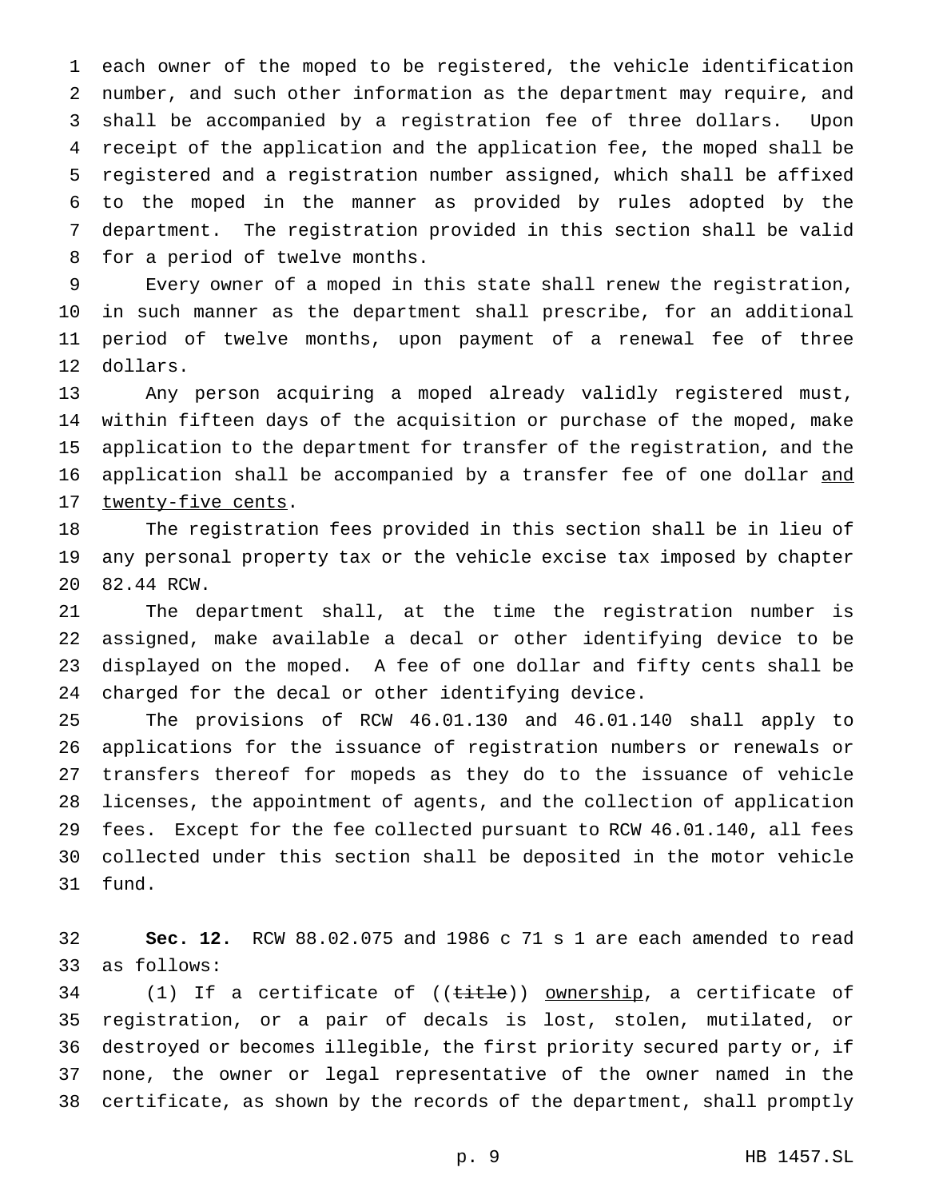each owner of the moped to be registered, the vehicle identification number, and such other information as the department may require, and shall be accompanied by a registration fee of three dollars. Upon receipt of the application and the application fee, the moped shall be registered and a registration number assigned, which shall be affixed to the moped in the manner as provided by rules adopted by the department. The registration provided in this section shall be valid for a period of twelve months.

Every owner of a moped in this state shall renew the registration, in such manner as the department shall prescribe, for an additional period of twelve months, upon payment of a renewal fee of three dollars.

Any person acquiring a moped already validly registered must, within fifteen days of the acquisition or purchase of the moped, make application to the department for transfer of the registration, and the application shall be accompanied by a transfer fee of one dollar <u>and twenty-five cents</u>.

The registration fees provided in this section shall be in lieu of any personal property tax or the vehicle excise tax imposed by chapter 82.44 RCW.

The department shall, at the time the registration number is assigned, make available a decal or other identifying device to be displayed on the moped. A fee of one dollar and fifty cents shall be charged for the decal or other identifying device.

The provisions of RCW 46.01.130 and 46.01.140 shall apply to applications for the issuance of registration numbers or renewals or transfers thereof for mopeds as they do to the issuance of vehicle licenses, the appointment of agents, and the collection of application fees. Except for the fee collected pursuant to RCW 46.01.140, all fees collected under this section shall be deposited in the motor vehicle fund.

**Sec. 12.** RCW 88.02.075 and 1986 c 71 s 1 are each amended to read as follows:

(1) If a certificate of ((~~title~~)) <u>ownership</u>, a certificate of registration, or a pair of decals is lost, stolen, mutilated, or destroyed or becomes illegible, the first priority secured party or, if none, the owner or legal representative of the owner named in the certificate, as shown by the records of the department, shall promptly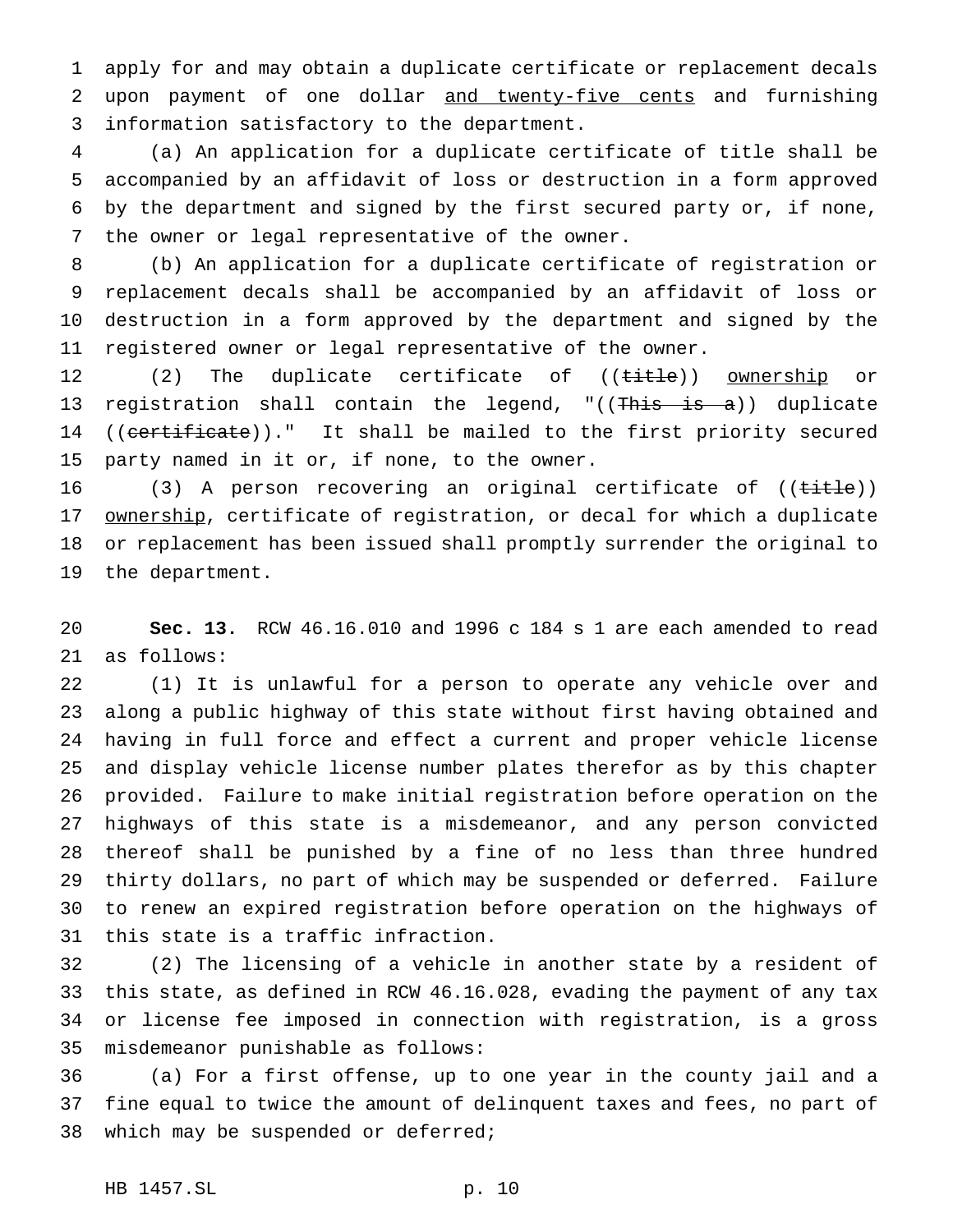apply for and may obtain a duplicate certificate or replacement decals upon payment of one dollar <u>and twenty-five cents</u> and furnishing information satisfactory to the department.

(a) An application for a duplicate certificate of title shall be accompanied by an affidavit of loss or destruction in a form approved by the department and signed by the first secured party or, if none, the owner or legal representative of the owner.

(b) An application for a duplicate certificate of registration or replacement decals shall be accompanied by an affidavit of loss or destruction in a form approved by the department and signed by the registered owner or legal representative of the owner.

(2) The duplicate certificate of ((~~title~~)) <u>ownership</u> or registration shall contain the legend, "((~~This is a~~)) duplicate ((~~certificate~~))." It shall be mailed to the first priority secured party named in it or, if none, to the owner.

(3) A person recovering an original certificate of ((~~title~~)) <u>ownership</u>, certificate of registration, or decal for which a duplicate or replacement has been issued shall promptly surrender the original to the department.

**Sec. 13.** RCW 46.16.010 and 1996 c 184 s 1 are each amended to read as follows:

(1) It is unlawful for a person to operate any vehicle over and along a public highway of this state without first having obtained and having in full force and effect a current and proper vehicle license and display vehicle license number plates therefor as by this chapter provided. Failure to make initial registration before operation on the highways of this state is a misdemeanor, and any person convicted thereof shall be punished by a fine of no less than three hundred thirty dollars, no part of which may be suspended or deferred. Failure to renew an expired registration before operation on the highways of this state is a traffic infraction.

(2) The licensing of a vehicle in another state by a resident of this state, as defined in RCW 46.16.028, evading the payment of any tax or license fee imposed in connection with registration, is a gross misdemeanor punishable as follows:

(a) For a first offense, up to one year in the county jail and a fine equal to twice the amount of delinquent taxes and fees, no part of which may be suspended or deferred;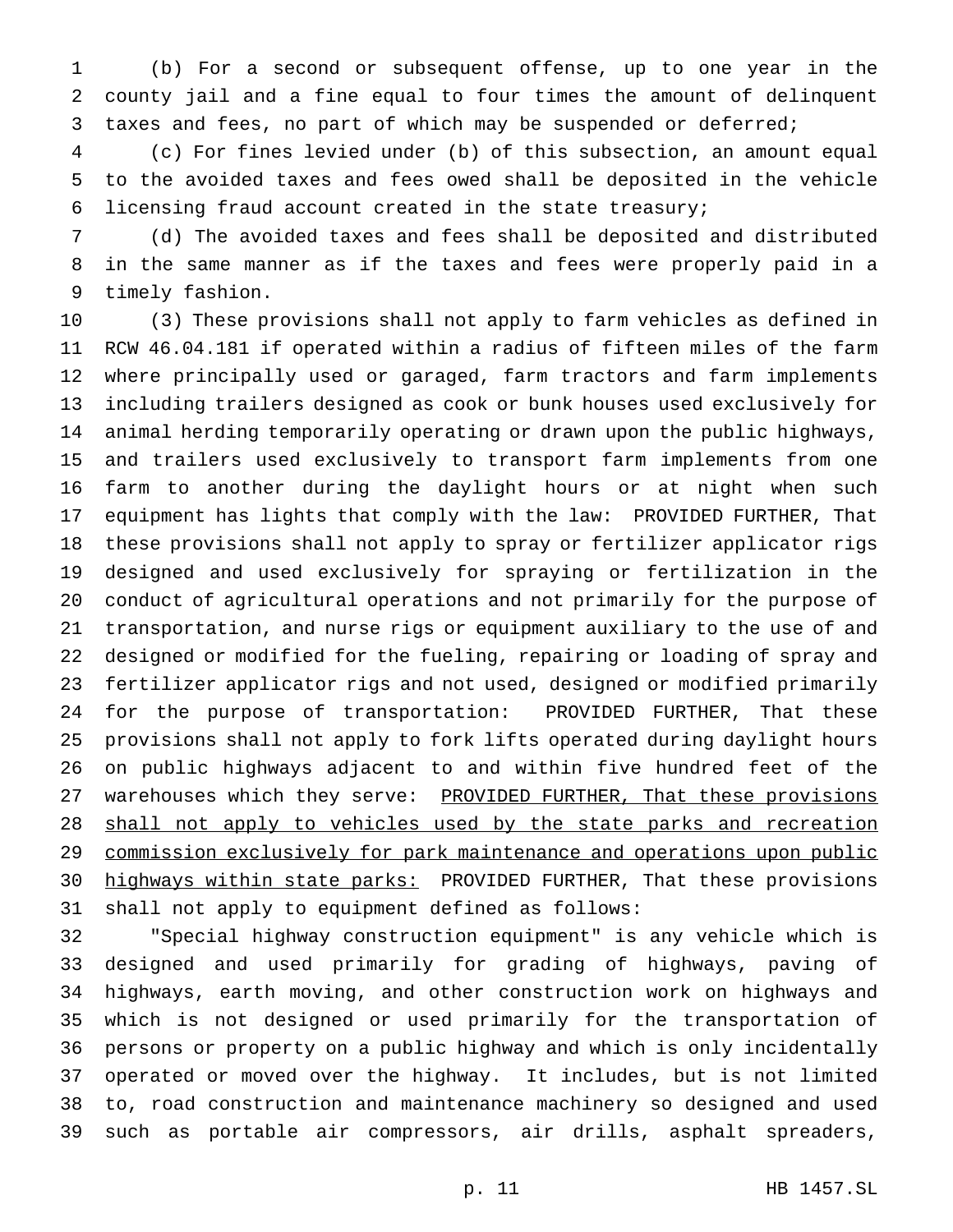(b) For a second or subsequent offense, up to one year in the county jail and a fine equal to four times the amount of delinquent taxes and fees, no part of which may be suspended or deferred;

(c) For fines levied under (b) of this subsection, an amount equal to the avoided taxes and fees owed shall be deposited in the vehicle licensing fraud account created in the state treasury;

(d) The avoided taxes and fees shall be deposited and distributed in the same manner as if the taxes and fees were properly paid in a timely fashion.

(3) These provisions shall not apply to farm vehicles as defined in RCW 46.04.181 if operated within a radius of fifteen miles of the farm where principally used or garaged, farm tractors and farm implements including trailers designed as cook or bunk houses used exclusively for animal herding temporarily operating or drawn upon the public highways, and trailers used exclusively to transport farm implements from one farm to another during the daylight hours or at night when such equipment has lights that comply with the law: PROVIDED FURTHER, That these provisions shall not apply to spray or fertilizer applicator rigs designed and used exclusively for spraying or fertilization in the conduct of agricultural operations and not primarily for the purpose of transportation, and nurse rigs or equipment auxiliary to the use of and designed or modified for the fueling, repairing or loading of spray and fertilizer applicator rigs and not used, designed or modified primarily for the purpose of transportation: PROVIDED FURTHER, That these provisions shall not apply to fork lifts operated during daylight hours on public highways adjacent to and within five hundred feet of the warehouses which they serve: <u>PROVIDED FURTHER, That these provisions shall not apply to vehicles used by the state parks and recreation commission exclusively for park maintenance and operations upon public highways within state parks:</u> PROVIDED FURTHER, That these provisions shall not apply to equipment defined as follows:

"Special highway construction equipment" is any vehicle which is designed and used primarily for grading of highways, paving of highways, earth moving, and other construction work on highways and which is not designed or used primarily for the transportation of persons or property on a public highway and which is only incidentally operated or moved over the highway. It includes, but is not limited to, road construction and maintenance machinery so designed and used such as portable air compressors, air drills, asphalt spreaders,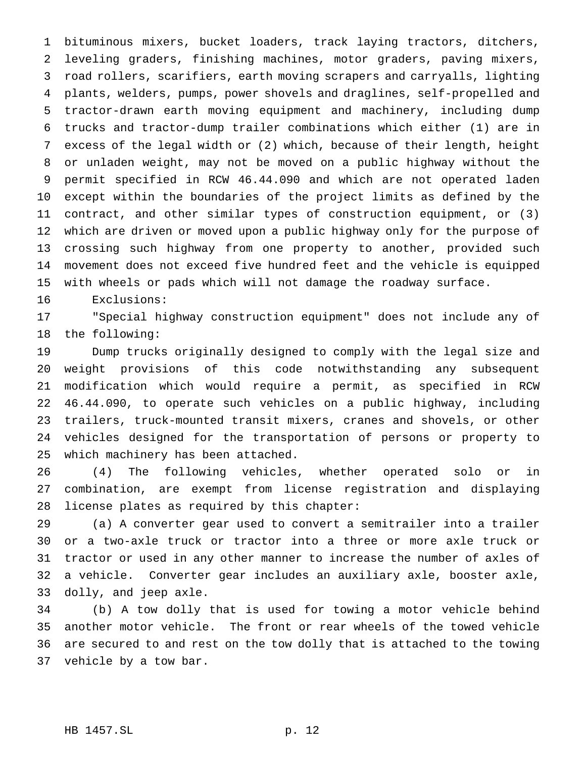bituminous mixers, bucket loaders, track laying tractors, ditchers, leveling graders, finishing machines, motor graders, paving mixers, road rollers, scarifiers, earth moving scrapers and carryalls, lighting plants, welders, pumps, power shovels and draglines, self-propelled and tractor-drawn earth moving equipment and machinery, including dump trucks and tractor-dump trailer combinations which either (1) are in excess of the legal width or (2) which, because of their length, height or unladen weight, may not be moved on a public highway without the permit specified in RCW 46.44.090 and which are not operated laden except within the boundaries of the project limits as defined by the contract, and other similar types of construction equipment, or (3) which are driven or moved upon a public highway only for the purpose of crossing such highway from one property to another, provided such movement does not exceed five hundred feet and the vehicle is equipped with wheels or pads which will not damage the roadway surface.

Exclusions:

"Special highway construction equipment" does not include any of the following:

Dump trucks originally designed to comply with the legal size and weight provisions of this code notwithstanding any subsequent modification which would require a permit, as specified in RCW 46.44.090, to operate such vehicles on a public highway, including trailers, truck-mounted transit mixers, cranes and shovels, or other vehicles designed for the transportation of persons or property to which machinery has been attached.

(4) The following vehicles, whether operated solo or in combination, are exempt from license registration and displaying license plates as required by this chapter:

(a) A converter gear used to convert a semitrailer into a trailer or a two-axle truck or tractor into a three or more axle truck or tractor or used in any other manner to increase the number of axles of a vehicle. Converter gear includes an auxiliary axle, booster axle, dolly, and jeep axle.

(b) A tow dolly that is used for towing a motor vehicle behind another motor vehicle. The front or rear wheels of the towed vehicle are secured to and rest on the tow dolly that is attached to the towing vehicle by a tow bar.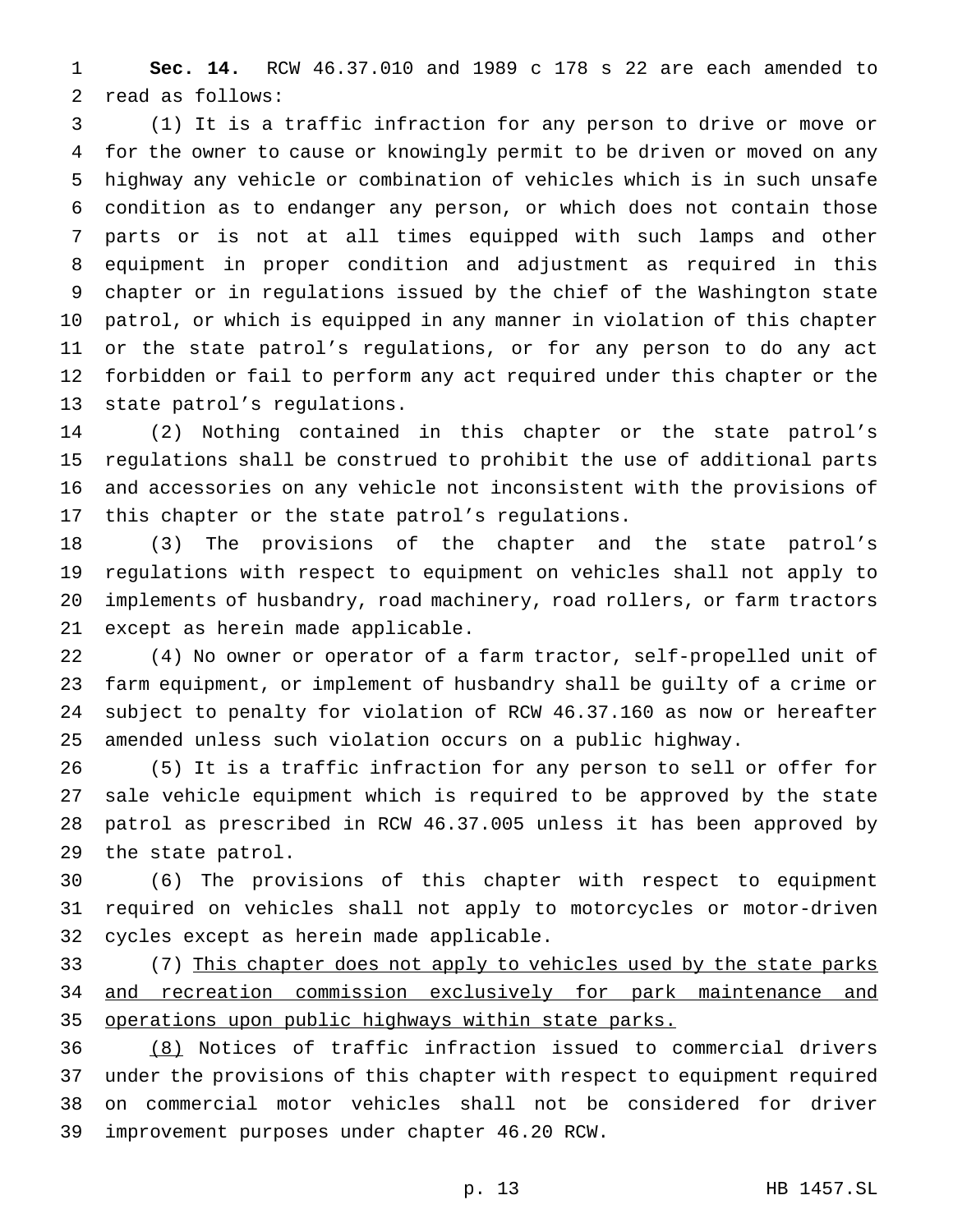**Sec. 14.** RCW 46.37.010 and 1989 c 178 s 22 are each amended to read as follows:

(1) It is a traffic infraction for any person to drive or move or for the owner to cause or knowingly permit to be driven or moved on any highway any vehicle or combination of vehicles which is in such unsafe condition as to endanger any person, or which does not contain those parts or is not at all times equipped with such lamps and other equipment in proper condition and adjustment as required in this chapter or in regulations issued by the chief of the Washington state patrol, or which is equipped in any manner in violation of this chapter or the state patrol's regulations, or for any person to do any act forbidden or fail to perform any act required under this chapter or the state patrol's regulations.

(2) Nothing contained in this chapter or the state patrol's regulations shall be construed to prohibit the use of additional parts and accessories on any vehicle not inconsistent with the provisions of this chapter or the state patrol's regulations.

(3) The provisions of the chapter and the state patrol's regulations with respect to equipment on vehicles shall not apply to implements of husbandry, road machinery, road rollers, or farm tractors except as herein made applicable.

(4) No owner or operator of a farm tractor, self-propelled unit of farm equipment, or implement of husbandry shall be guilty of a crime or subject to penalty for violation of RCW 46.37.160 as now or hereafter amended unless such violation occurs on a public highway.

(5) It is a traffic infraction for any person to sell or offer for sale vehicle equipment which is required to be approved by the state patrol as prescribed in RCW 46.37.005 unless it has been approved by the state patrol.

(6) The provisions of this chapter with respect to equipment required on vehicles shall not apply to motorcycles or motor-driven cycles except as herein made applicable.

(7) <u>This chapter does not apply to vehicles used by the state parks and recreation commission exclusively for park maintenance and operations upon public highways within state parks.</u>

<u>(8)</u> Notices of traffic infraction issued to commercial drivers under the provisions of this chapter with respect to equipment required on commercial motor vehicles shall not be considered for driver improvement purposes under chapter 46.20 RCW.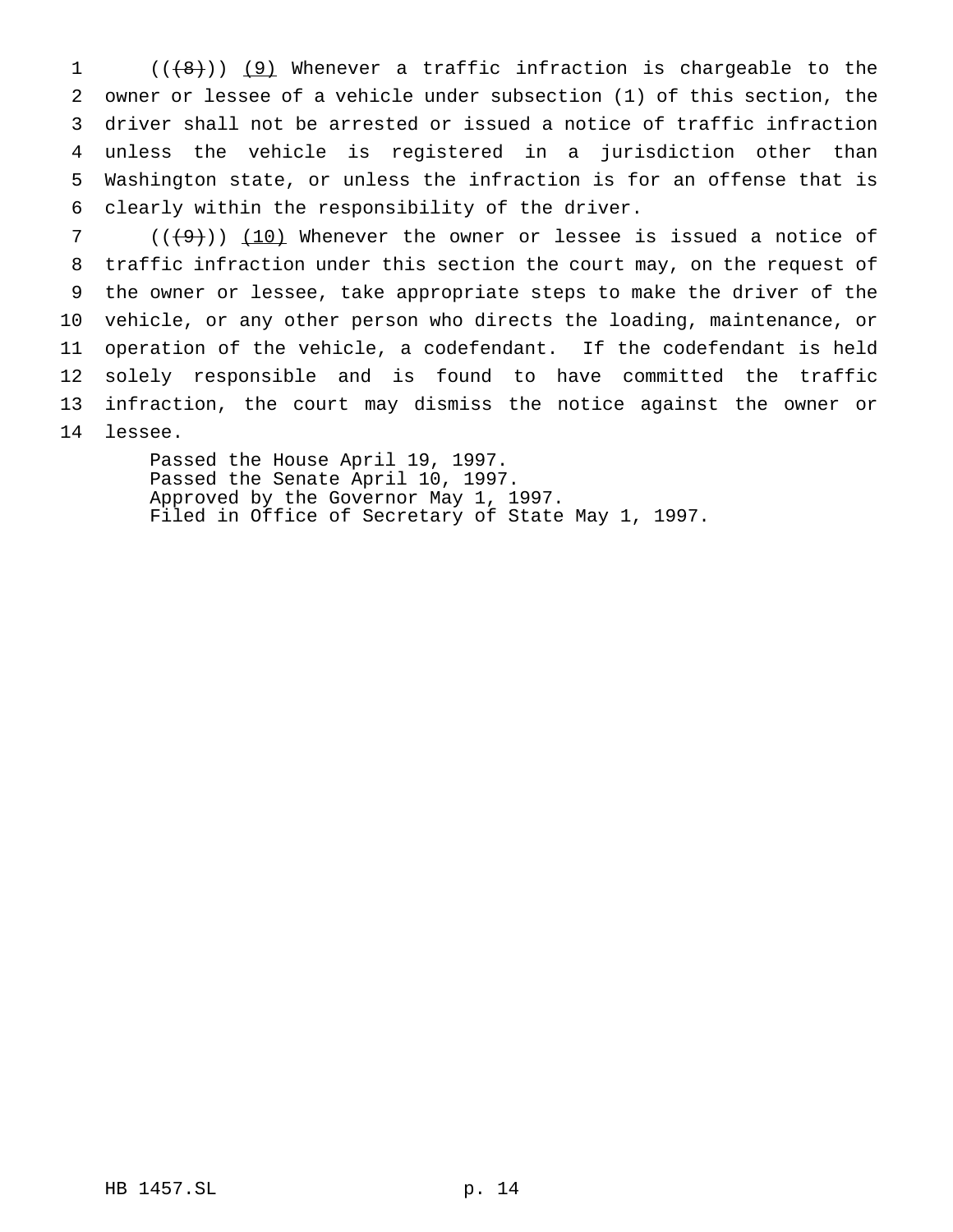(((8))) (9) Whenever a traffic infraction is chargeable to the owner or lessee of a vehicle under subsection (1) of this section, the driver shall not be arrested or issued a notice of traffic infraction unless the vehicle is registered in a jurisdiction other than Washington state, or unless the infraction is for an offense that is clearly within the responsibility of the driver.

(((9))) (10) Whenever the owner or lessee is issued a notice of traffic infraction under this section the court may, on the request of the owner or lessee, take appropriate steps to make the driver of the vehicle, or any other person who directs the loading, maintenance, or operation of the vehicle, a codefendant. If the codefendant is held solely responsible and is found to have committed the traffic infraction, the court may dismiss the notice against the owner or lessee.

Passed the House April 19, 1997.
Passed the Senate April 10, 1997.
Approved by the Governor May 1, 1997.
Filed in Office of Secretary of State May 1, 1997.